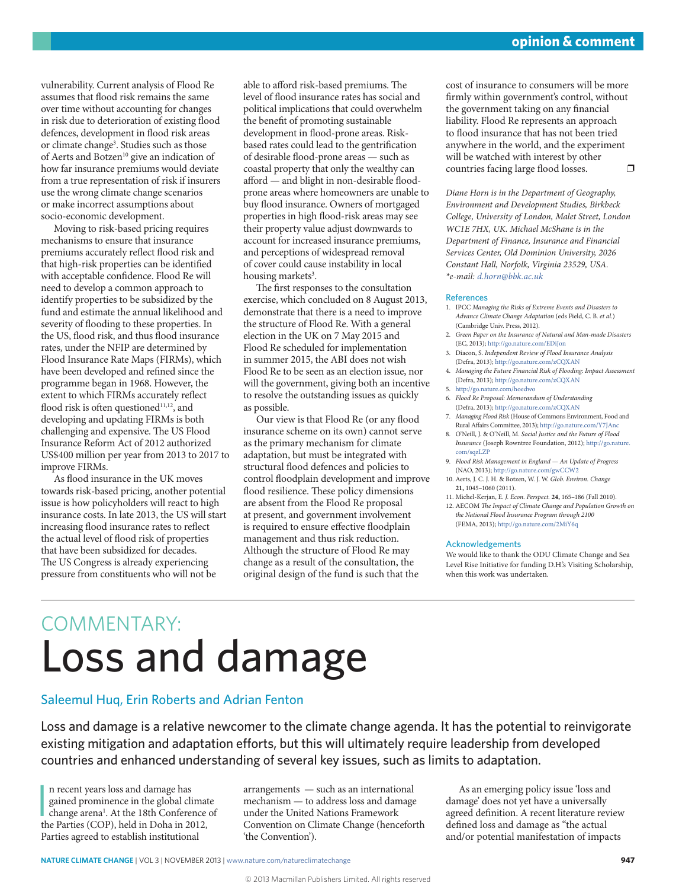vulnerability. Current analysis of Flood Re assumes that flood risk remains the same over time without accounting for changes in risk due to deterioration of existing flood defences, development in flood risk areas or climate change[3]. Studies such as those of Aerts and Botzen[10] give an indication of how far insurance premiums would deviate from a true representation of risk if insurers use the wrong climate change scenarios or make incorrect assumptions about socio-economic development.

Moving to risk-based pricing requires mechanisms to ensure that insurance premiums accurately reflect flood risk and that high-risk properties can be identified with acceptable confidence. Flood Re will need to develop a common approach to identify properties to be subsidized by the fund and estimate the annual likelihood and severity of flooding to these properties. In the US, flood risk, and thus flood insurance rates, under the NFIP are determined by Flood Insurance Rate Maps (FIRMs), which have been developed and refined since the programme began in 1968. However, the extent to which FIRMs accurately reflect flood risk is often questioned[11,12], and developing and updating FIRMs is both challenging and expensive. The US Flood Insurance Reform Act of 2012 authorized US$400 million per year from 2013 to 2017 to improve FIRMs.

As flood insurance in the UK moves towards risk-based pricing, another potential issue is how policyholders will react to high insurance costs. In late 2013, the US will start increasing flood insurance rates to reflect the actual level of flood risk of properties that have been subsidized for decades. The US Congress is already experiencing pressure from constituents who will not be able to afford risk-based premiums. The level of flood insurance rates has social and political implications that could overwhelm the benefit of promoting sustainable development in flood-prone areas. Risk-based rates could lead to the gentrification of desirable flood-prone areas — such as coastal property that only the wealthy can afford — and blight in non-desirable flood-prone areas where homeowners are unable to buy flood insurance. Owners of mortgaged properties in high flood-risk areas may see their property value adjust downwards to account for increased insurance premiums, and perceptions of widespread removal of cover could cause instability in local housing markets[3].

The first responses to the consultation exercise, which concluded on 8 August 2013, demonstrate that there is a need to improve the structure of Flood Re. With a general election in the UK on 7 May 2015 and Flood Re scheduled for implementation in summer 2015, the ABI does not wish Flood Re to be seen as an election issue, nor will the government, giving both an incentive to resolve the outstanding issues as quickly as possible.

Our view is that Flood Re (or any flood insurance scheme on its own) cannot serve as the primary mechanism for climate adaptation, but must be integrated with structural flood defences and policies to control floodplain development and improve flood resilience. These policy dimensions are absent from the Flood Re proposal at present, and government involvement is required to ensure effective floodplain management and thus risk reduction. Although the structure of Flood Re may change as a result of the consultation, the original design of the fund is such that the cost of insurance to consumers will be more firmly within government's control, without the government taking on any financial liability. Flood Re represents an approach to flood insurance that has not been tried anywhere in the world, and the experiment will be watched with interest by other countries facing large flood losses. ❐

*Diane Horn is in the Department of Geography, Environment and Development Studies, Birkbeck College, University of London, Malet Street, London WC1E 7HX, UK. Michael McShane is in the Department of Finance, Insurance and Financial Services Center, Old Dominion University, 2026 Constant Hall, Norfolk, Virginia 23529, USA.*
*\*e-mail: d.horn@bbk.ac.uk*

### References

1. IPCC *Managing the Risks of Extreme Events and Disasters to Advance Climate Change Adaptation* (eds Field, C. B. *et al.*) (Cambridge Univ. Press, 2012).
2. *Green Paper on the Insurance of Natural and Man-made Disasters* (EC, 2013); http://go.nature.com/EDiJon
3. Diacon, S. *Independent Review of Flood Insurance Analysis* (Defra, 2013); http://go.nature.com/zCQXAN
4. *Managing the Future Financial Risk of Flooding: Impact Assessment* (Defra, 2013); http://go.nature.com/zCQXAN
5. http://go.nature.com/hoedwo
6. *Flood Re Proposal: Memorandum of Understanding* (Defra, 2013); http://go.nature.com/zCQXAN
7. *Managing Flood Risk* (House of Commons Environment, Food and Rural Affairs Committee, 2013); http://go.nature.com/Y7JAnc
8. O'Neill, J. & O'Neill, M. *Social Justice and the Future of Flood Insurance* (Joseph Rowntree Foundation, 2012); http://go.nature.com/sqzLZP
9. *Flood Risk Management in England — An Update of Progress* (NAO, 2013); http://go.nature.com/gwCCW2
10. Aerts, J. C. J. H. & Botzen, W. J. W. *Glob. Environ. Change* **21,** 1045–1060 (2011).
11. Michel-Kerjan, E. *J. Econ. Perspect.* **24,** 165–186 (Fall 2010).
12. AECOM *The Impact of Climate Change and Population Growth on the National Flood Insurance Program through 2100* (FEMA, 2013); http://go.nature.com/2MiY6q

### Acknowledgements

We would like to thank the ODU Climate Change and Sea Level Rise Initiative for funding D.H.'s Visiting Scholarship, when this work was undertaken.

---

## COMMENTARY:
# Loss and damage

**Saleemul Huq, Erin Roberts and Adrian Fenton**

**Loss and damage is a relative newcomer to the climate change agenda. It has the potential to reinvigorate existing mitigation and adaptation efforts, but this will ultimately require leadership from developed countries and enhanced understanding of several key issues, such as limits to adaptation.**

In recent years loss and damage has gained prominence in the global climate change arena[1]. At the 18th Conference of the Parties (COP), held in Doha in 2012, Parties agreed to establish institutional arrangements — such as an international mechanism — to address loss and damage under the United Nations Framework Convention on Climate Change (henceforth 'the Convention').

As an emerging policy issue 'loss and damage' does not yet have a universally agreed definition. A recent literature review defined loss and damage as "the actual and/or potential manifestation of impacts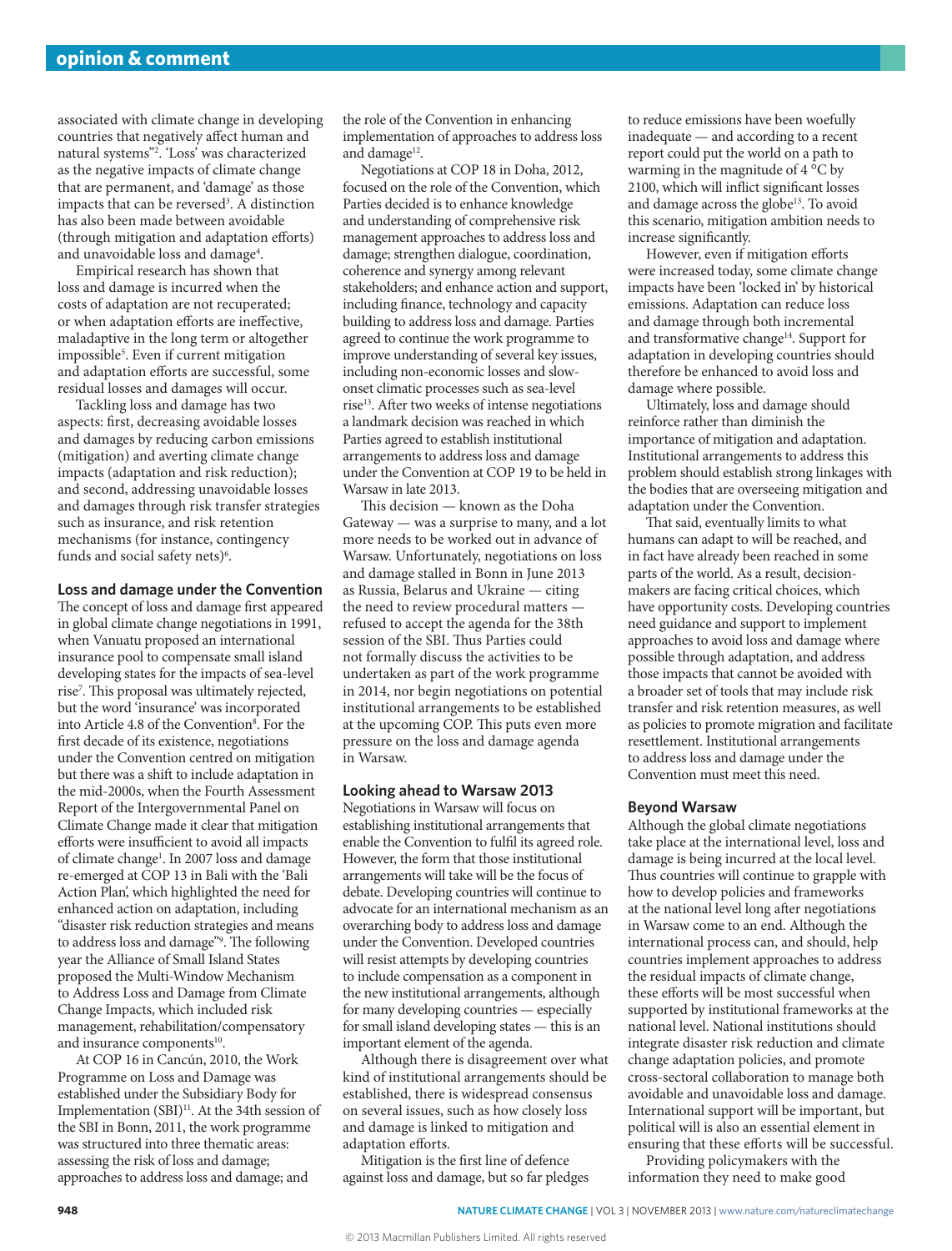associated with climate change in developing countries that negatively affect human and natural systems"[2]. 'Loss' was characterized as the negative impacts of climate change that are permanent, and 'damage' as those impacts that can be reversed[3]. A distinction has also been made between avoidable (through mitigation and adaptation efforts) and unavoidable loss and damage[4].

Empirical research has shown that loss and damage is incurred when the costs of adaptation are not recuperated; or when adaptation efforts are ineffective, maladaptive in the long term or altogether impossible[5]. Even if current mitigation and adaptation efforts are successful, some residual losses and damages will occur.

Tackling loss and damage has two aspects: first, decreasing avoidable losses and damages by reducing carbon emissions (mitigation) and averting climate change impacts (adaptation and risk reduction); and second, addressing unavoidable losses and damages through risk transfer strategies such as insurance, and risk retention mechanisms (for instance, contingency funds and social safety nets)[6].

## Loss and damage under the Convention

The concept of loss and damage first appeared in global climate change negotiations in 1991, when Vanuatu proposed an international insurance pool to compensate small island developing states for the impacts of sea-level rise[7]. This proposal was ultimately rejected, but the word 'insurance' was incorporated into Article 4.8 of the Convention[8]. For the first decade of its existence, negotiations under the Convention centred on mitigation but there was a shift to include adaptation in the mid-2000s, when the Fourth Assessment Report of the Intergovernmental Panel on Climate Change made it clear that mitigation efforts were insufficient to avoid all impacts of climate change[1]. In 2007 loss and damage re-emerged at COP 13 in Bali with the 'Bali Action Plan', which highlighted the need for enhanced action on adaptation, including "disaster risk reduction strategies and means to address loss and damage"[9]. The following year the Alliance of Small Island States proposed the Multi-Window Mechanism to Address Loss and Damage from Climate Change Impacts, which included risk management, rehabilitation/compensatory and insurance components[10].

At COP 16 in Cancún, 2010, the Work Programme on Loss and Damage was established under the Subsidiary Body for Implementation (SBI)[11]. At the 34th session of the SBI in Bonn, 2011, the work programme was structured into three thematic areas: assessing the risk of loss and damage; approaches to address loss and damage; and the role of the Convention in enhancing implementation of approaches to address loss and damage[12].

Negotiations at COP 18 in Doha, 2012, focused on the role of the Convention, which Parties decided is to enhance knowledge and understanding of comprehensive risk management approaches to address loss and damage; strengthen dialogue, coordination, coherence and synergy among relevant stakeholders; and enhance action and support, including finance, technology and capacity building to address loss and damage. Parties agreed to continue the work programme to improve understanding of several key issues, including non-economic losses and slow-onset climatic processes such as sea-level rise[13]. After two weeks of intense negotiations a landmark decision was reached in which Parties agreed to establish institutional arrangements to address loss and damage under the Convention at COP 19 to be held in Warsaw in late 2013.

This decision — known as the Doha Gateway — was a surprise to many, and a lot more needs to be worked out in advance of Warsaw. Unfortunately, negotiations on loss and damage stalled in Bonn in June 2013 as Russia, Belarus and Ukraine — citing the need to review procedural matters — refused to accept the agenda for the 38th session of the SBI. Thus Parties could not formally discuss the activities to be undertaken as part of the work programme in 2014, nor begin negotiations on potential institutional arrangements to be established at the upcoming COP. This puts even more pressure on the loss and damage agenda in Warsaw.

## Looking ahead to Warsaw 2013

Negotiations in Warsaw will focus on establishing institutional arrangements that enable the Convention to fulfil its agreed role. However, the form that those institutional arrangements will take will be the focus of debate. Developing countries will continue to advocate for an international mechanism as an overarching body to address loss and damage under the Convention. Developed countries will resist attempts by developing countries to include compensation as a component in the new institutional arrangements, although for many developing countries — especially for small island developing states — this is an important element of the agenda.

Although there is disagreement over what kind of institutional arrangements should be established, there is widespread consensus on several issues, such as how closely loss and damage is linked to mitigation and adaptation efforts.

Mitigation is the first line of defence against loss and damage, but so far pledges to reduce emissions have been woefully inadequate — and according to a recent report could put the world on a path to warming in the magnitude of 4 °C by 2100, which will inflict significant losses and damage across the globe[13]. To avoid this scenario, mitigation ambition needs to increase significantly.

However, even if mitigation efforts were increased today, some climate change impacts have been 'locked in' by historical emissions. Adaptation can reduce loss and damage through both incremental and transformative change[14]. Support for adaptation in developing countries should therefore be enhanced to avoid loss and damage where possible.

Ultimately, loss and damage should reinforce rather than diminish the importance of mitigation and adaptation. Institutional arrangements to address this problem should establish strong linkages with the bodies that are overseeing mitigation and adaptation under the Convention.

That said, eventually limits to what humans can adapt to will be reached, and in fact have already been reached in some parts of the world. As a result, decision-makers are facing critical choices, which have opportunity costs. Developing countries need guidance and support to implement approaches to avoid loss and damage where possible through adaptation, and address those impacts that cannot be avoided with a broader set of tools that may include risk transfer and risk retention measures, as well as policies to promote migration and facilitate resettlement. Institutional arrangements to address loss and damage under the Convention must meet this need.

## Beyond Warsaw

Although the global climate negotiations take place at the international level, loss and damage is being incurred at the local level. Thus countries will continue to grapple with how to develop policies and frameworks at the national level long after negotiations in Warsaw come to an end. Although the international process can, and should, help countries implement approaches to address the residual impacts of climate change, these efforts will be most successful when supported by institutional frameworks at the national level. National institutions should integrate disaster risk reduction and climate change adaptation policies, and promote cross-sectoral collaboration to manage both avoidable and unavoidable loss and damage. International support will be important, but political will is also an essential element in ensuring that these efforts will be successful.

Providing policymakers with the information they need to make good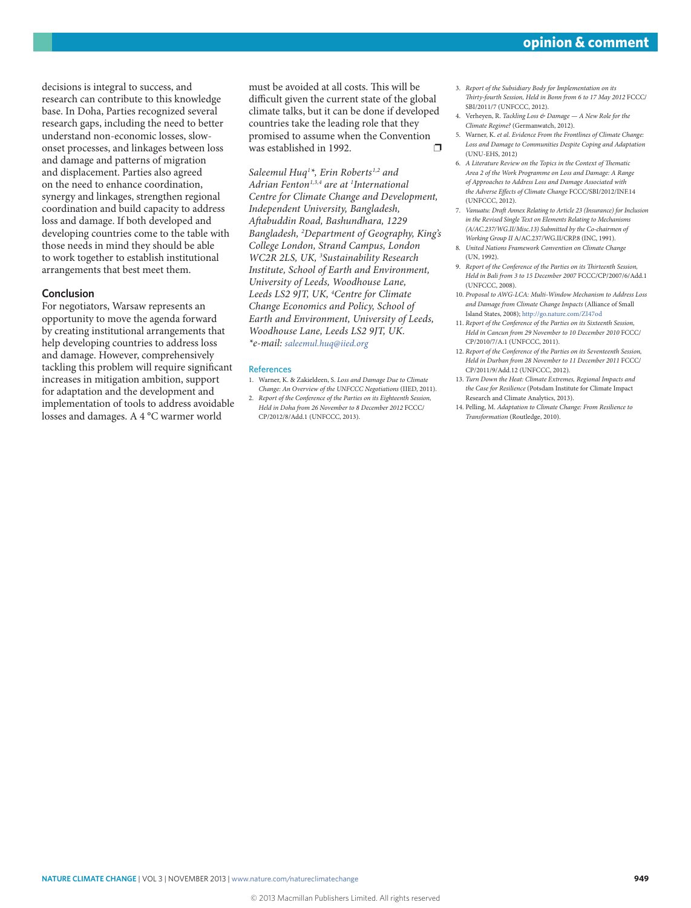decisions is integral to success, and research can contribute to this knowledge base. In Doha, Parties recognized several research gaps, including the need to better understand non-economic losses, slow-onset processes, and linkages between loss and damage and patterns of migration and displacement. Parties also agreed on the need to enhance coordination, synergy and linkages, strengthen regional coordination and build capacity to address loss and damage. If both developed and developing countries come to the table with those needs in mind they should be able to work together to establish institutional arrangements that best meet them.

## Conclusion

For negotiators, Warsaw represents an opportunity to move the agenda forward by creating institutional arrangements that help developing countries to address loss and damage. However, comprehensively tackling this problem will require significant increases in mitigation ambition, support for adaptation and the development and implementation of tools to address avoidable losses and damages. A 4 °C warmer world must be avoided at all costs. This will be difficult given the current state of the global climate talks, but it can be done if developed countries take the leading role that they promised to assume when the Convention was established in 1992. ❒

*Saleemul Huq[1]\*, Erin Roberts[1,2] and Adrian Fenton[1,3,4] are at [1]International Centre for Climate Change and Development, Independent University, Bangladesh, Aftabuddin Road, Bashundhara, 1229 Bangladesh, [2]Department of Geography, King's College London, Strand Campus, London WC2R 2LS, UK, [3]Sustainability Research Institute, School of Earth and Environment, University of Leeds, Woodhouse Lane, Leeds LS2 9JT, UK, [4]Centre for Climate Change Economics and Policy, School of Earth and Environment, University of Leeds, Woodhouse Lane, Leeds LS2 9JT, UK.*
*\*e-mail: saleemul.huq@iied.org*

## References

1. Warner, K. & Zakieldeen, S. *Loss and Damage Due to Climate Change: An Overview of the UNFCCC Negotiations* (IIED, 2011).
2. *Report of the Conference of the Parties on its Eighteenth Session, Held in Doha from 26 November to 8 December 2012* FCCC/CP/2012/8/Add.1 (UNFCCC, 2013).
3. *Report of the Subsidiary Body for Implementation on its Thirty-fourth Session, Held in Bonn from 6 to 17 May 2012* FCCC/SBI/2011/7 (UNFCCC, 2012).
4. Verheyen, R. *Tackling Loss & Damage — A New Role for the Climate Regime?* (Germanwatch, 2012).
5. Warner, K. *et al. Evidence From the Frontlines of Climate Change: Loss and Damage to Communities Despite Coping and Adaptation* (UNU-EHS, 2012)
6. *A Literature Review on the Topics in the Context of Thematic Area 2 of the Work Programme on Loss and Damage: A Range of Approaches to Address Loss and Damage Associated with the Adverse Effects of Climate Change* FCCC/SBI/2012/INF.14 (UNFCCC, 2012).
7. *Vanuatu: Draft Annex Relating to Article 23 (Insurance) for Inclusion in the Revised Single Text on Elements Relating to Mechanisms (A/AC.237/WG.II/Misc.13) Submitted by the Co-chairmen of Working Group II* A/AC.237/WG.II/CRP.8 (INC, 1991).
8. *United Nations Framework Convention on Climate Change* (UN, 1992).
9. *Report of the Conference of the Parties on its Thirteenth Session, Held in Bali from 3 to 15 December 2007* FCCC/CP/2007/6/Add.1 (UNFCCC, 2008).
10. *Proposal to AWG-LCA: Multi-Window Mechanism to Address Loss and Damage from Climate Change Impacts* (Alliance of Small Island States, 2008); http://go.nature.com/ZI47od
11. *Report of the Conference of the Parties on its Sixteenth Session, Held in Cancun from 29 November to 10 December 2010* FCCC/CP/2010/7/A.1 (UNFCCC, 2011).
12. *Report of the Conference of the Parties on its Seventeenth Session, Held in Durban from 28 November to 11 December 2011* FCCC/CP/2011/9/Add.12 (UNFCCC, 2012).
13. *Turn Down the Heat: Climate Extremes, Regional Impacts and the Case for Resilience* (Potsdam Institute for Climate Impact Research and Climate Analytics, 2013).
14. Pelling, M. *Adaptation to Climate Change: From Resilience to Transformation* (Routledge, 2010).